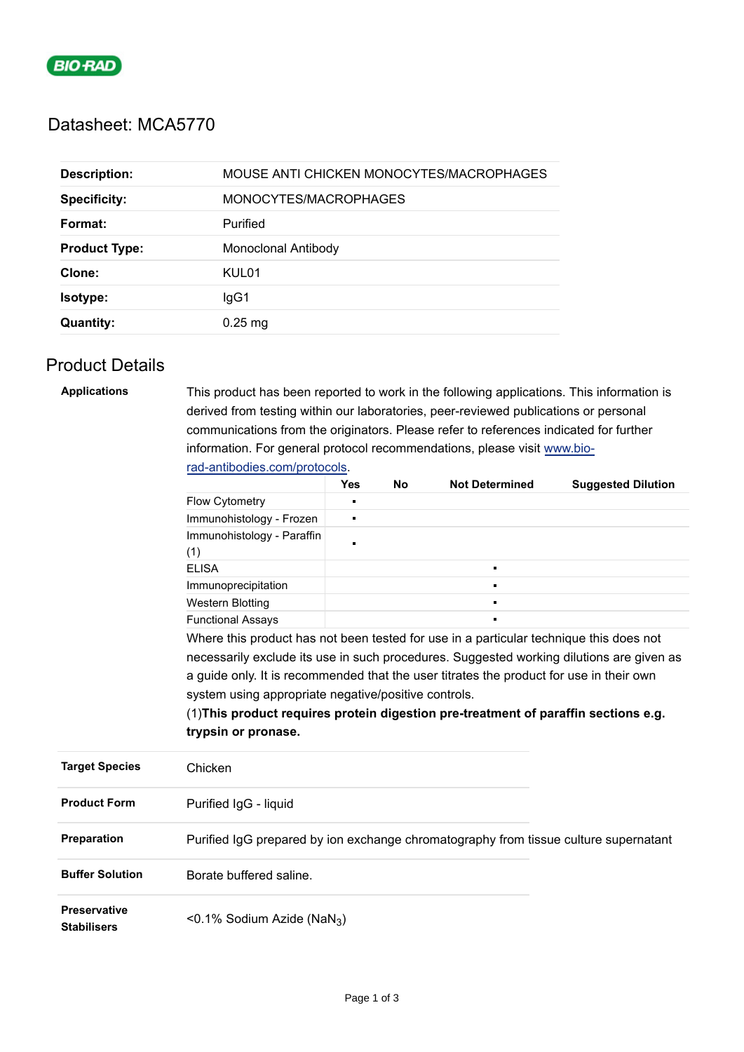# Datasheet: MCA5770

| | |
|---|---|
| **Description:** | MOUSE ANTI CHICKEN MONOCYTES/MACROPHAGES |
| **Specificity:** | MONOCYTES/MACROPHAGES |
| **Format:** | Purified |
| **Product Type:** | Monoclonal Antibody |
| **Clone:** | KUL01 |
| **Isotype:** | IgG1 |
| **Quantity:** | 0.25 mg |

## Product Details

**Applications**

This product has been reported to work in the following applications. This information is derived from testing within our laboratories, peer-reviewed publications or personal communications from the originators. Please refer to references indicated for further information. For general protocol recommendations, please visit [www.bio-rad-antibodies.com/protocols](www.bio-rad-antibodies.com/protocols).

| | Yes | No | Not Determined | Suggested Dilution |
|---|---|---|---|---|
| Flow Cytometry | ▪ | | | |
| Immunohistology - Frozen | ▪ | | | |
| Immunohistology - Paraffin (1) | ▪ | | | |
| ELISA | | | ▪ | |
| Immunoprecipitation | | | ▪ | |
| Western Blotting | | | ▪ | |
| Functional Assays | | | ▪ | |

Where this product has not been tested for use in a particular technique this does not necessarily exclude its use in such procedures. Suggested working dilutions are given as a guide only. It is recommended that the user titrates the product for use in their own system using appropriate negative/positive controls.

(1)**This product requires protein digestion pre-treatment of paraffin sections e.g. trypsin or pronase.**

| | |
|---|---|
| **Target Species** | Chicken |
| **Product Form** | Purified IgG - liquid |
| **Preparation** | Purified IgG prepared by ion exchange chromatography from tissue culture supernatant |
| **Buffer Solution** | Borate buffered saline. |
| **Preservative Stabilisers** | <0.1% Sodium Azide ($NaN_3$) |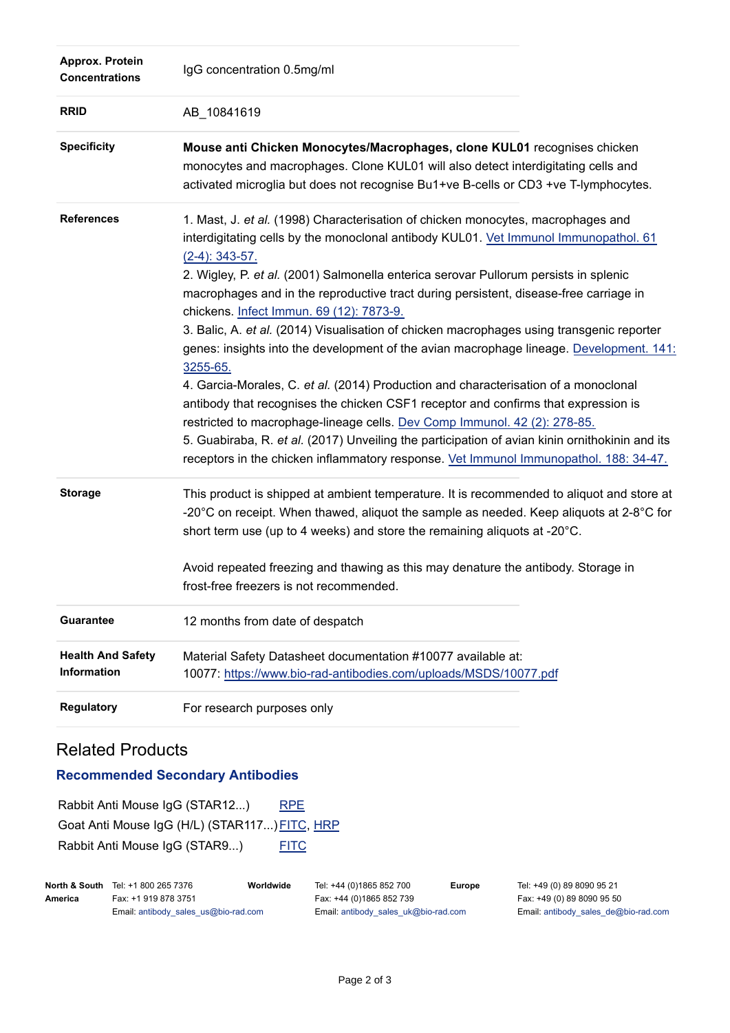| | |
|---|---|
| **Approx. Protein Concentrations** | IgG concentration 0.5mg/ml |
| **RRID** | AB_10841619 |
| **Specificity** | **Mouse anti Chicken Monocytes/Macrophages, clone KUL01** recognises chicken monocytes and macrophages. Clone KUL01 will also detect interdigitating cells and activated microglia but does not recognise Bu1+ve B-cells or CD3 +ve T-lymphocytes. |
| **References** | 1. Mast, J. *et al.* (1998) Characterisation of chicken monocytes, macrophages and interdigitating cells by the monoclonal antibody KUL01. Vet Immunol Immunopathol. 61 (2-4): 343-57.<br>2. Wigley, P. *et al.* (2001) Salmonella enterica serovar Pullorum persists in splenic macrophages and in the reproductive tract during persistent, disease-free carriage in chickens. Infect Immun. 69 (12): 7873-9.<br>3. Balic, A. *et al.* (2014) Visualisation of chicken macrophages using transgenic reporter genes: insights into the development of the avian macrophage lineage. Development. 141: 3255-65.<br>4. Garcia-Morales, C. *et al.* (2014) Production and characterisation of a monoclonal antibody that recognises the chicken CSF1 receptor and confirms that expression is restricted to macrophage-lineage cells. Dev Comp Immunol. 42 (2): 278-85.<br>5. Guabiraba, R. *et al.* (2017) Unveiling the participation of avian kinin ornithokinin and its receptors in the chicken inflammatory response. Vet Immunol Immunopathol. 188: 34-47. |
| **Storage** | This product is shipped at ambient temperature. It is recommended to aliquot and store at -20°C on receipt. When thawed, aliquot the sample as needed. Keep aliquots at 2-8°C for short term use (up to 4 weeks) and store the remaining aliquots at -20°C.<br><br>Avoid repeated freezing and thawing as this may denature the antibody. Storage in frost-free freezers is not recommended. |
| **Guarantee** | 12 months from date of despatch |
| **Health And Safety Information** | Material Safety Datasheet documentation #10077 available at:<br>10077: https://www.bio-rad-antibodies.com/uploads/MSDS/10077.pdf |
| **Regulatory** | For research purposes only |

## Related Products

### Recommended Secondary Antibodies

| | |
|---|---|
| Rabbit Anti Mouse IgG (STAR12...) | RPE |
| Goat Anti Mouse IgG (H/L) (STAR117...) | FITC, HRP |
| Rabbit Anti Mouse IgG (STAR9...) | FITC |

| | | | | | |
|---|---|---|---|---|---|
| **North & South America** | Tel: +1 800 265 7376<br>Fax: +1 919 878 3751<br>Email: antibody_sales_us@bio-rad.com | **Worldwide** | Tel: +44 (0)1865 852 700<br>Fax: +44 (0)1865 852 739<br>Email: antibody_sales_uk@bio-rad.com | **Europe** | Tel: +49 (0) 89 8090 95 21<br>Fax: +49 (0) 89 8090 95 50<br>Email: antibody_sales_de@bio-rad.com |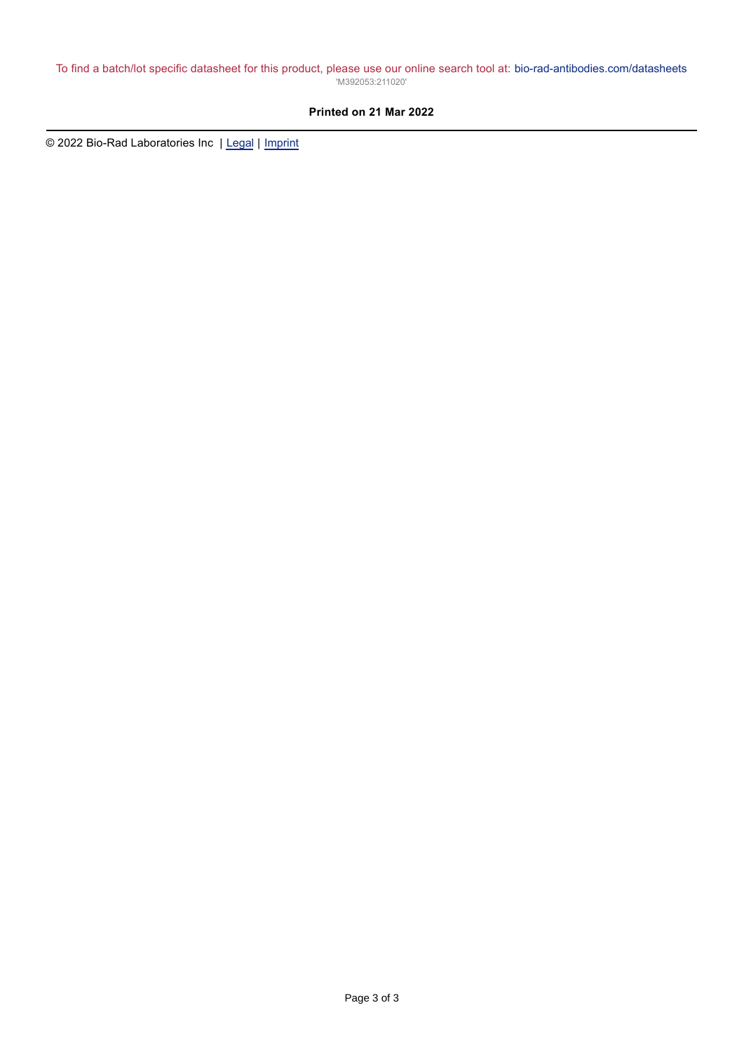To find a batch/lot specific datasheet for this product, please use our online search tool at: bio-rad-antibodies.com/datasheets

'M392053:211020'

**Printed on 21 Mar 2022**

---

© 2022 Bio-Rad Laboratories Inc | Legal | Imprint